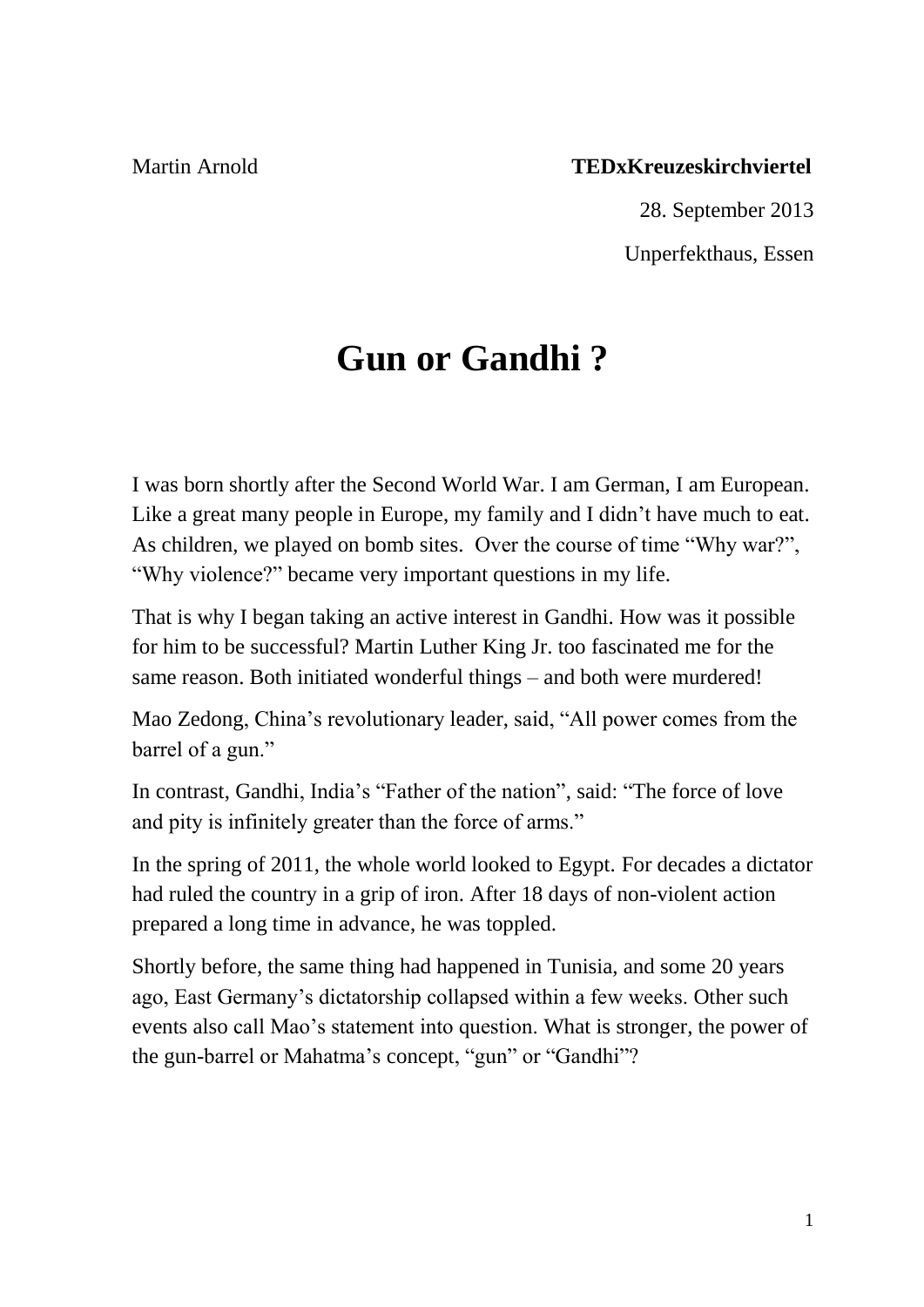Martin Arnold **TEDxKreuzeskirchviertel**

28. September 2013

Unperfekthaus, Essen

# Gun or Gandhi ?

I was born shortly after the Second World War. I am German, I am European. Like a great many people in Europe, my family and I didn't have much to eat. As children, we played on bomb sites. Over the course of time "Why war?", "Why violence?" became very important questions in my life.

That is why I began taking an active interest in Gandhi. How was it possible for him to be successful? Martin Luther King Jr. too fascinated me for the same reason. Both initiated wonderful things – and both were murdered!

Mao Zedong, China's revolutionary leader, said, "All power comes from the barrel of a gun."

In contrast, Gandhi, India's "Father of the nation", said: "The force of love and pity is infinitely greater than the force of arms."

In the spring of 2011, the whole world looked to Egypt. For decades a dictator had ruled the country in a grip of iron. After 18 days of non-violent action prepared a long time in advance, he was toppled.

Shortly before, the same thing had happened in Tunisia, and some 20 years ago, East Germany's dictatorship collapsed within a few weeks. Other such events also call Mao's statement into question. What is stronger, the power of the gun-barrel or Mahatma's concept, "gun" or "Gandhi"?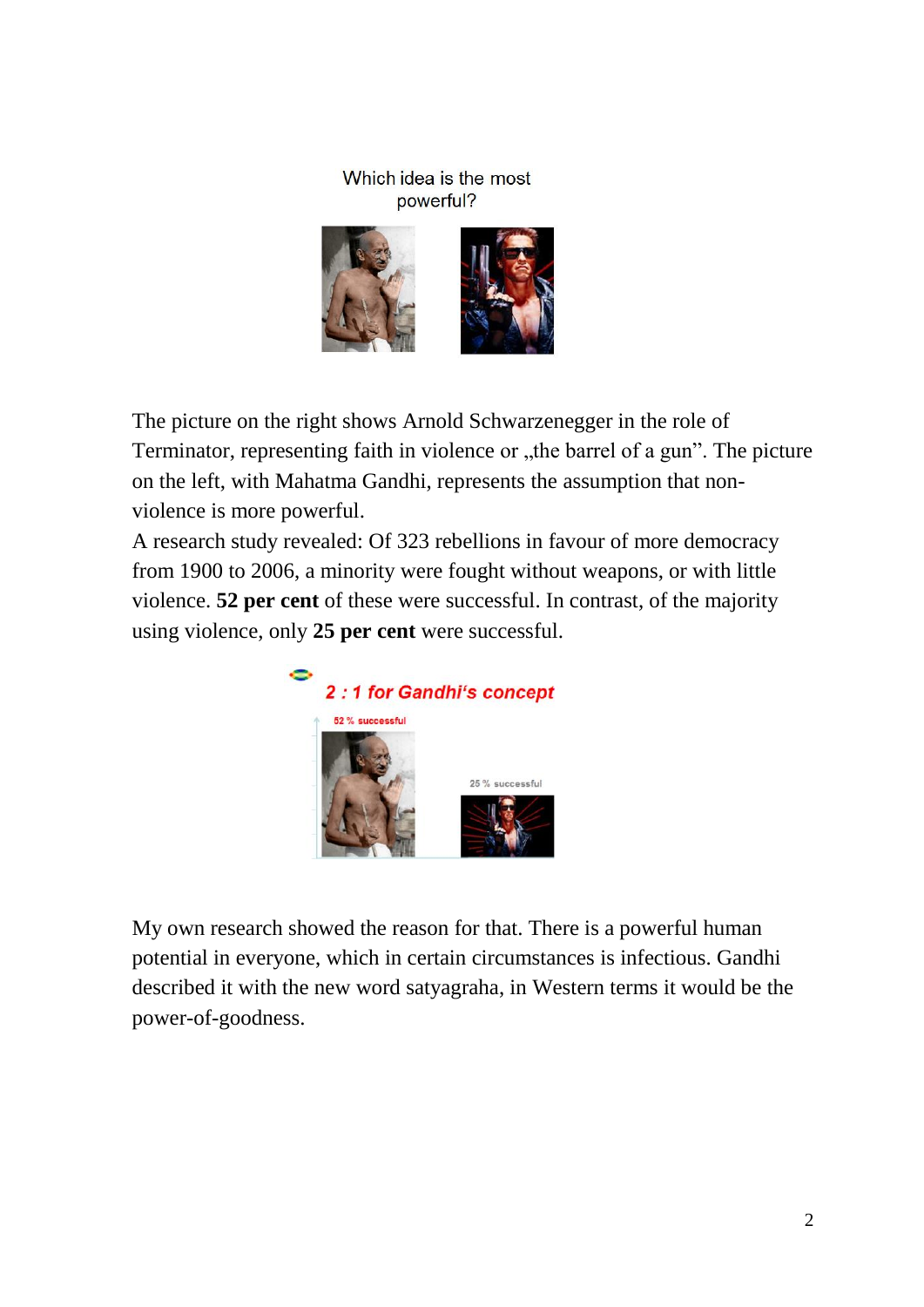Which idea is the most powerful?

The picture on the right shows Arnold Schwarzenegger in the role of Terminator, representing faith in violence or „the barrel of a gun". The picture on the left, with Mahatma Gandhi, represents the assumption that non-violence is more powerful.

A research study revealed: Of 323 rebellions in favour of more democracy from 1900 to 2006, a minority were fought without weapons, or with little violence. **52 per cent** of these were successful. In contrast, of the majority using violence, only **25 per cent** were successful.

*2 : 1 for Gandhi's concept*

52 % successful

25 % successful

My own research showed the reason for that. There is a powerful human potential in everyone, which in certain circumstances is infectious. Gandhi described it with the new word satyagraha, in Western terms it would be the power-of-goodness.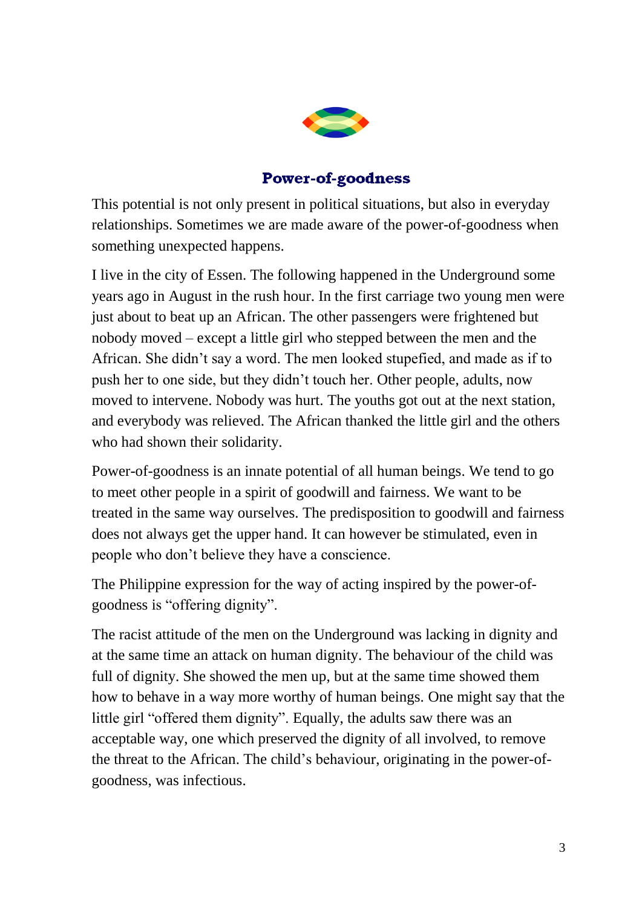## Power-of-goodness

This potential is not only present in political situations, but also in everyday relationships. Sometimes we are made aware of the power-of-goodness when something unexpected happens.

I live in the city of Essen. The following happened in the Underground some years ago in August in the rush hour. In the first carriage two young men were just about to beat up an African. The other passengers were frightened but nobody moved – except a little girl who stepped between the men and the African. She didn't say a word. The men looked stupefied, and made as if to push her to one side, but they didn't touch her. Other people, adults, now moved to intervene. Nobody was hurt. The youths got out at the next station, and everybody was relieved. The African thanked the little girl and the others who had shown their solidarity.

Power-of-goodness is an innate potential of all human beings. We tend to go to meet other people in a spirit of goodwill and fairness. We want to be treated in the same way ourselves. The predisposition to goodwill and fairness does not always get the upper hand. It can however be stimulated, even in people who don't believe they have a conscience.

The Philippine expression for the way of acting inspired by the power-of-goodness is "offering dignity".

The racist attitude of the men on the Underground was lacking in dignity and at the same time an attack on human dignity. The behaviour of the child was full of dignity. She showed the men up, but at the same time showed them how to behave in a way more worthy of human beings. One might say that the little girl "offered them dignity". Equally, the adults saw there was an acceptable way, one which preserved the dignity of all involved, to remove the threat to the African. The child's behaviour, originating in the power-of-goodness, was infectious.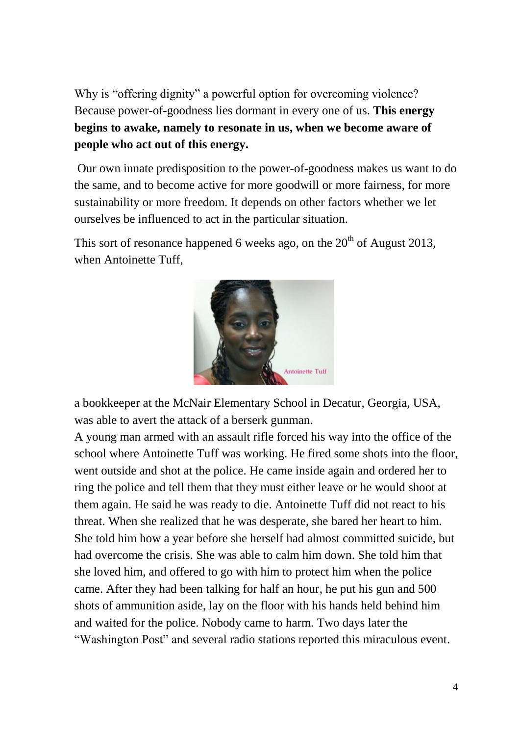Why is "offering dignity" a powerful option for overcoming violence? Because power-of-goodness lies dormant in every one of us. **This energy begins to awake, namely to resonate in us, when we become aware of people who act out of this energy.**

Our own innate predisposition to the power-of-goodness makes us want to do the same, and to become active for more goodwill or more fairness, for more sustainability or more freedom. It depends on other factors whether we let ourselves be influenced to act in the particular situation.

This sort of resonance happened 6 weeks ago, on the 20th of August 2013, when Antoinette Tuff,

Antoinette Tuff

a bookkeeper at the McNair Elementary School in Decatur, Georgia, USA, was able to avert the attack of a berserk gunman.
A young man armed with an assault rifle forced his way into the office of the school where Antoinette Tuff was working. He fired some shots into the floor, went outside and shot at the police. He came inside again and ordered her to ring the police and tell them that they must either leave or he would shoot at them again. He said he was ready to die. Antoinette Tuff did not react to his threat. When she realized that he was desperate, she bared her heart to him. She told him how a year before she herself had almost committed suicide, but had overcome the crisis. She was able to calm him down. She told him that she loved him, and offered to go with him to protect him when the police came. After they had been talking for half an hour, he put his gun and 500 shots of ammunition aside, lay on the floor with his hands held behind him and waited for the police. Nobody came to harm. Two days later the "Washington Post" and several radio stations reported this miraculous event.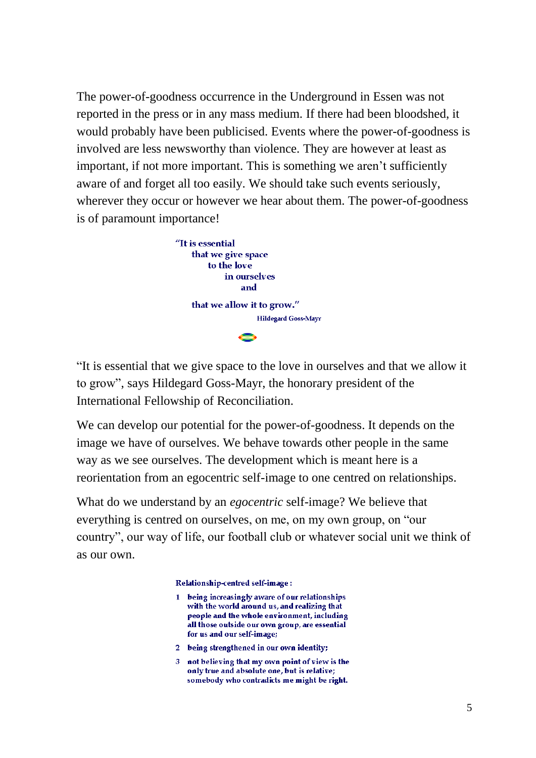The power-of-goodness occurrence in the Underground in Essen was not reported in the press or in any mass medium. If there had been bloodshed, it would probably have been publicised. Events where the power-of-goodness is involved are less newsworthy than violence. They are however at least as important, if not more important. This is something we aren't sufficiently aware of and forget all too easily. We should take such events seriously, wherever they occur or however we hear about them. The power-of-goodness is of paramount importance!

> "It is essential
> that we give space
> to the love
> in ourselves
> and
>
> that we allow it to grow."
>
> Hildegard Goss-Mayr

"It is essential that we give space to the love in ourselves and that we allow it to grow", says Hildegard Goss-Mayr, the honorary president of the International Fellowship of Reconciliation.

We can develop our potential for the power-of-goodness. It depends on the image we have of ourselves. We behave towards other people in the same way as we see ourselves. The development which is meant here is a reorientation from an egocentric self-image to one centred on relationships.

What do we understand by an *egocentric* self-image? We believe that everything is centred on ourselves, on me, on my own group, on "our country", our way of life, our football club or whatever social unit we think of as our own.

**Relationship-centred self-image:**

1. **being increasingly aware of our relationships with the world around us, and realizing that people and the whole environment, including all those outside our own group, are essential for us and our self-image;**
2. **being strengthened in our own identity;**
3. **not believing that my own point of view is the only true and absolute one, but is relative; somebody who contradicts me might be right.**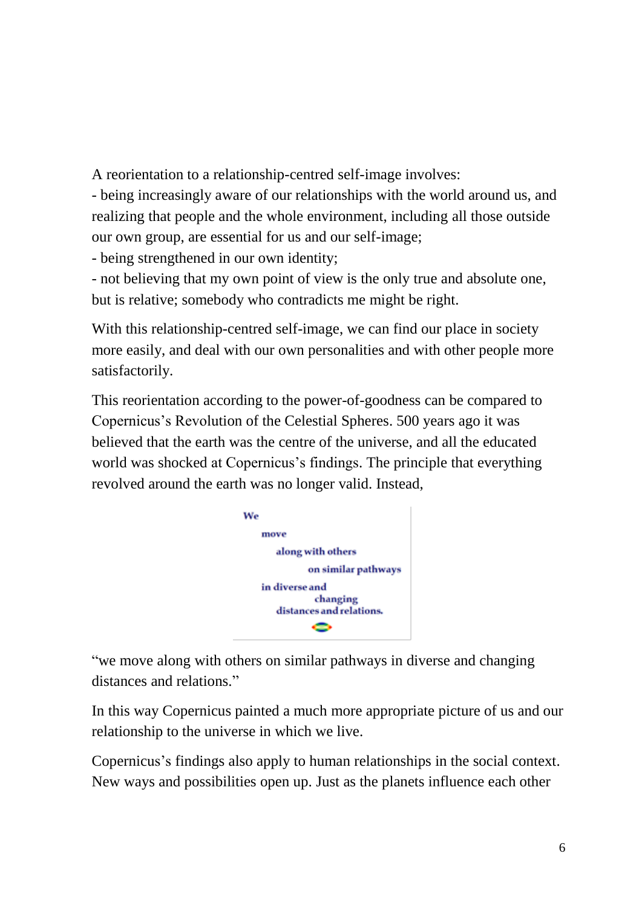A reorientation to a relationship-centred self-image involves:

- being increasingly aware of our relationships with the world around us, and realizing that people and the whole environment, including all those outside our own group, are essential for us and our self-image;
- being strengthened in our own identity;
- not believing that my own point of view is the only true and absolute one, but is relative; somebody who contradicts me might be right.

With this relationship-centred self-image, we can find our place in society more easily, and deal with our own personalities and with other people more satisfactorily.

This reorientation according to the power-of-goodness can be compared to Copernicus's Revolution of the Celestial Spheres. 500 years ago it was believed that the earth was the centre of the universe, and all the educated world was shocked at Copernicus's findings. The principle that everything revolved around the earth was no longer valid. Instead,

**We**
**move**
**along with others**
**on similar pathways**
**in diverse and**
**changing**
**distances and relations.**

"we move along with others on similar pathways in diverse and changing distances and relations."

In this way Copernicus painted a much more appropriate picture of us and our relationship to the universe in which we live.

Copernicus's findings also apply to human relationships in the social context. New ways and possibilities open up. Just as the planets influence each other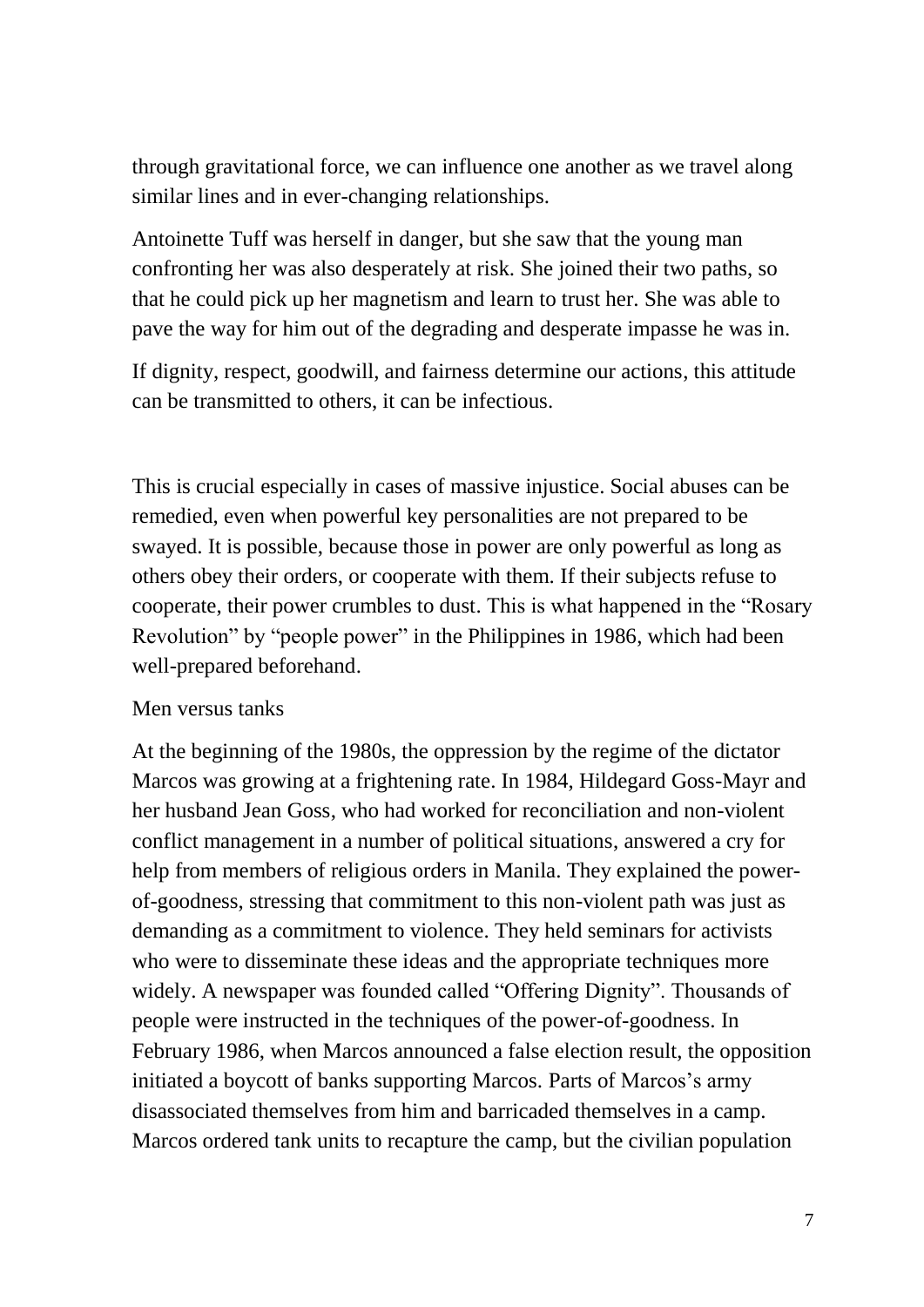through gravitational force, we can influence one another as we travel along similar lines and in ever-changing relationships.

Antoinette Tuff was herself in danger, but she saw that the young man confronting her was also desperately at risk. She joined their two paths, so that he could pick up her magnetism and learn to trust her. She was able to pave the way for him out of the degrading and desperate impasse he was in.

If dignity, respect, goodwill, and fairness determine our actions, this attitude can be transmitted to others, it can be infectious.

This is crucial especially in cases of massive injustice. Social abuses can be remedied, even when powerful key personalities are not prepared to be swayed. It is possible, because those in power are only powerful as long as others obey their orders, or cooperate with them. If their subjects refuse to cooperate, their power crumbles to dust. This is what happened in the "Rosary Revolution" by "people power" in the Philippines in 1986, which had been well-prepared beforehand.

## Men versus tanks

At the beginning of the 1980s, the oppression by the regime of the dictator Marcos was growing at a frightening rate. In 1984, Hildegard Goss-Mayr and her husband Jean Goss, who had worked for reconciliation and non-violent conflict management in a number of political situations, answered a cry for help from members of religious orders in Manila. They explained the power-of-goodness, stressing that commitment to this non-violent path was just as demanding as a commitment to violence. They held seminars for activists who were to disseminate these ideas and the appropriate techniques more widely. A newspaper was founded called "Offering Dignity". Thousands of people were instructed in the techniques of the power-of-goodness. In February 1986, when Marcos announced a false election result, the opposition initiated a boycott of banks supporting Marcos. Parts of Marcos's army disassociated themselves from him and barricaded themselves in a camp. Marcos ordered tank units to recapture the camp, but the civilian population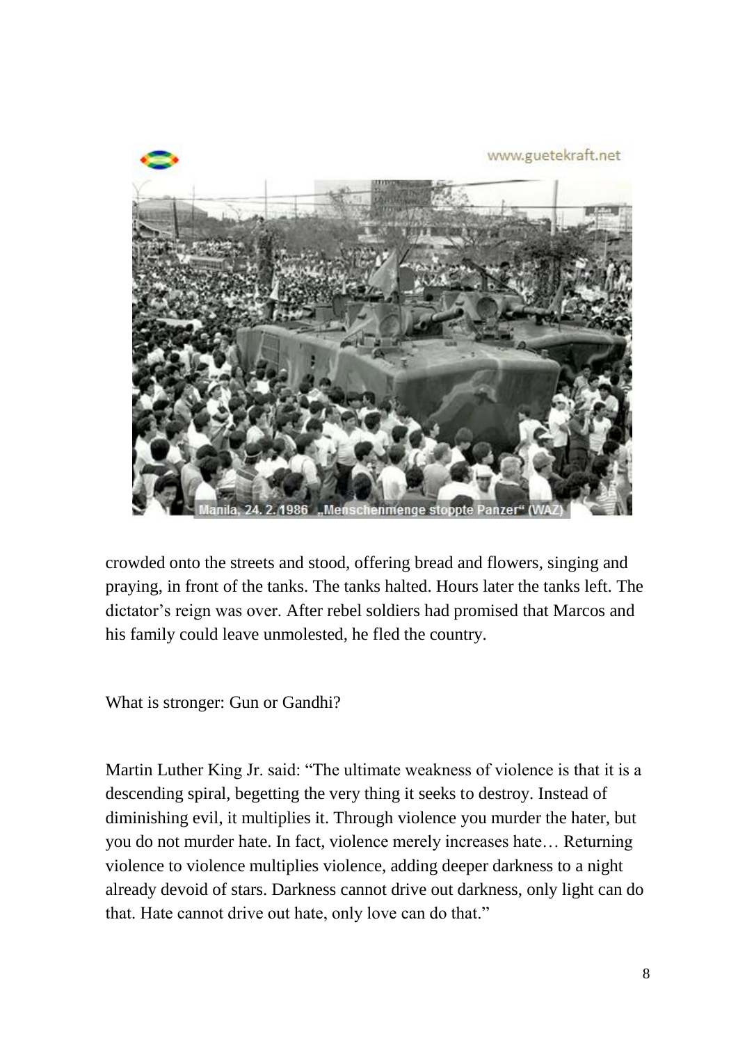crowded onto the streets and stood, offering bread and flowers, singing and praying, in front of the tanks. The tanks halted. Hours later the tanks left. The dictator's reign was over. After rebel soldiers had promised that Marcos and his family could leave unmolested, he fled the country.

What is stronger: Gun or Gandhi?

Martin Luther King Jr. said: "The ultimate weakness of violence is that it is a descending spiral, begetting the very thing it seeks to destroy. Instead of diminishing evil, it multiplies it. Through violence you murder the hater, but you do not murder hate. In fact, violence merely increases hate… Returning violence to violence multiplies violence, adding deeper darkness to a night already devoid of stars. Darkness cannot drive out darkness, only light can do that. Hate cannot drive out hate, only love can do that."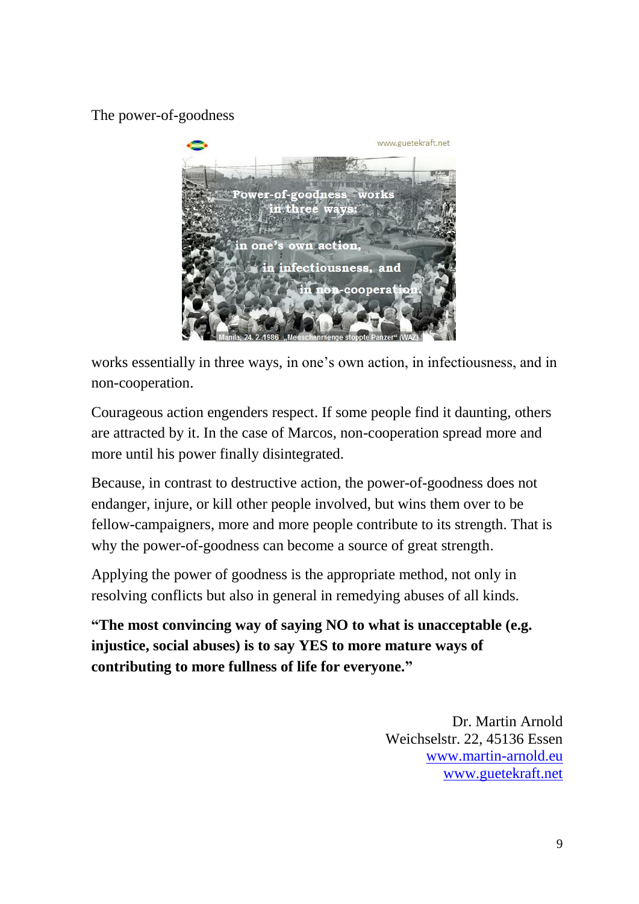The power-of-goodness

works essentially in three ways, in one's own action, in infectiousness, and in non-cooperation.

Courageous action engenders respect. If some people find it daunting, others are attracted by it. In the case of Marcos, non-cooperation spread more and more until his power finally disintegrated.

Because, in contrast to destructive action, the power-of-goodness does not endanger, injure, or kill other people involved, but wins them over to be fellow-campaigners, more and more people contribute to its strength. That is why the power-of-goodness can become a source of great strength.

Applying the power of goodness is the appropriate method, not only in resolving conflicts but also in general in remedying abuses of all kinds.

**"The most convincing way of saying NO to what is unacceptable (e.g. injustice, social abuses) is to say YES to more mature ways of contributing to more fullness of life for everyone."**

Dr. Martin Arnold
Weichselstr. 22, 45136 Essen
www.martin-arnold.eu
www.guetekraft.net